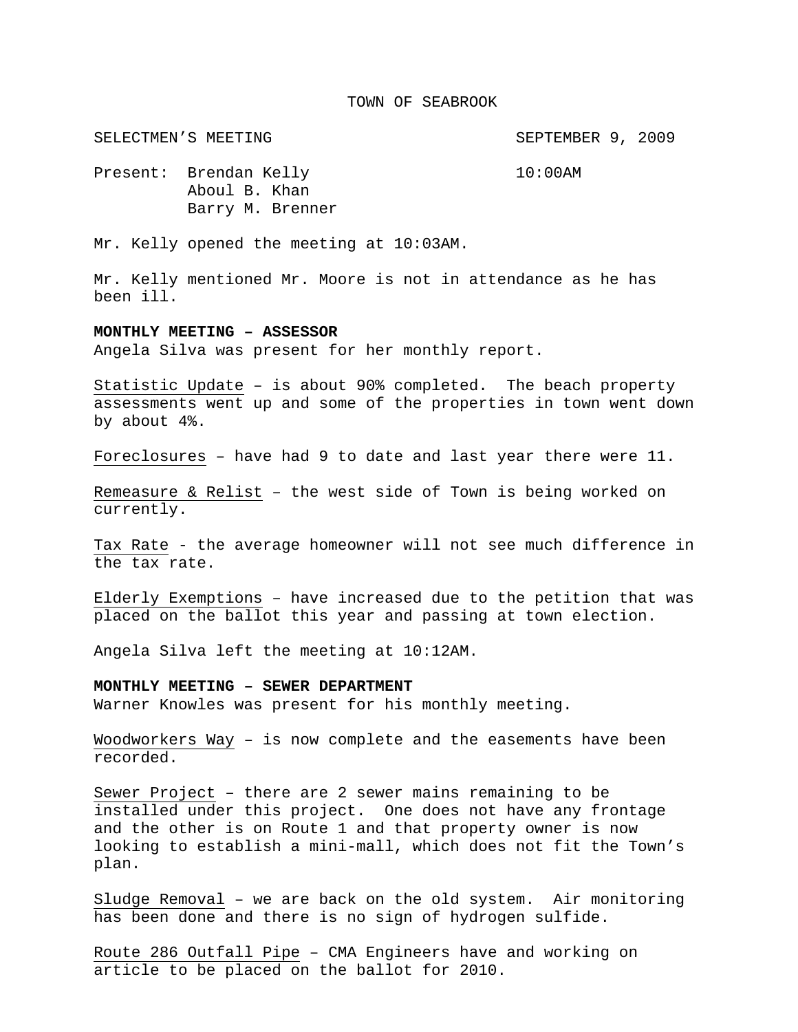# TOWN OF SEABROOK

SELECTMEN'S MEETING SEPTEMBER 9, 2009

Present: Brendan Kelly 10:00AM
Aboul B. Khan
Barry M. Brenner

Mr. Kelly opened the meeting at 10:03AM.

Mr. Kelly mentioned Mr. Moore is not in attendance as he has been ill.

**MONTHLY MEETING – ASSESSOR**
Angela Silva was present for her monthly report.

Statistic Update – is about 90% completed. The beach property assessments went up and some of the properties in town went down by about 4%.

Foreclosures – have had 9 to date and last year there were 11.

Remeasure & Relist – the west side of Town is being worked on currently.

Tax Rate - the average homeowner will not see much difference in the tax rate.

Elderly Exemptions – have increased due to the petition that was placed on the ballot this year and passing at town election.

Angela Silva left the meeting at 10:12AM.

**MONTHLY MEETING – SEWER DEPARTMENT**
Warner Knowles was present for his monthly meeting.

Woodworkers Way – is now complete and the easements have been recorded.

Sewer Project – there are 2 sewer mains remaining to be installed under this project. One does not have any frontage and the other is on Route 1 and that property owner is now looking to establish a mini-mall, which does not fit the Town's plan.

Sludge Removal – we are back on the old system. Air monitoring has been done and there is no sign of hydrogen sulfide.

Route 286 Outfall Pipe – CMA Engineers have and working on article to be placed on the ballot for 2010.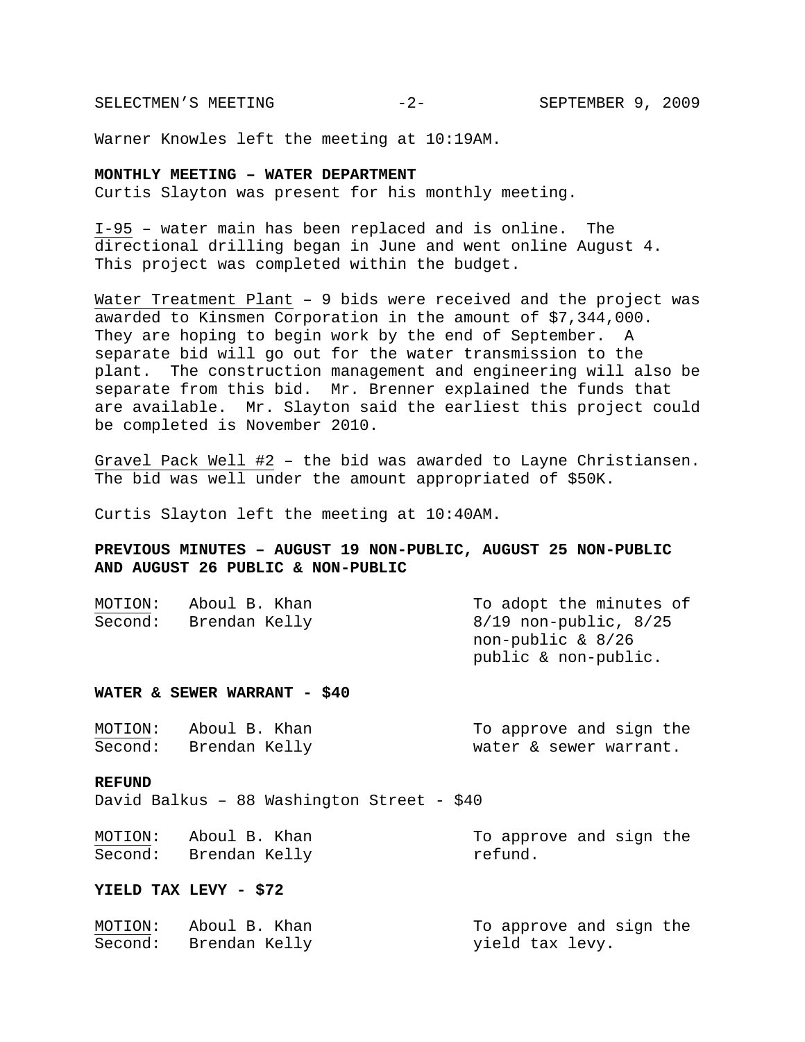Warner Knowles left the meeting at 10:19AM.

**MONTHLY MEETING – WATER DEPARTMENT**
Curtis Slayton was present for his monthly meeting.

I-95 – water main has been replaced and is online. The directional drilling began in June and went online August 4. This project was completed within the budget.

Water Treatment Plant – 9 bids were received and the project was awarded to Kinsmen Corporation in the amount of $7,344,000. They are hoping to begin work by the end of September. A separate bid will go out for the water transmission to the plant. The construction management and engineering will also be separate from this bid. Mr. Brenner explained the funds that are available. Mr. Slayton said the earliest this project could be completed is November 2010.

Gravel Pack Well #2 – the bid was awarded to Layne Christiansen. The bid was well under the amount appropriated of $50K.

Curtis Slayton left the meeting at 10:40AM.

**PREVIOUS MINUTES – AUGUST 19 NON-PUBLIC, AUGUST 25 NON-PUBLIC AND AUGUST 26 PUBLIC & NON-PUBLIC**

| | | |
|---|---|---|
| MOTION: | Aboul B. Khan | To adopt the minutes of 8/19 non-public, 8/25 non-public & 8/26 public & non-public. |
| Second: | Brendan Kelly | |

**WATER & SEWER WARRANT - $40**

| | | |
|---|---|---|
| MOTION: | Aboul B. Khan | To approve and sign the water & sewer warrant. |
| Second: | Brendan Kelly | |

**REFUND**
David Balkus – 88 Washington Street - $40

| | | |
|---|---|---|
| MOTION: | Aboul B. Khan | To approve and sign the refund. |
| Second: | Brendan Kelly | |

**YIELD TAX LEVY - $72**

| | | |
|---|---|---|
| MOTION: | Aboul B. Khan | To approve and sign the yield tax levy. |
| Second: | Brendan Kelly | |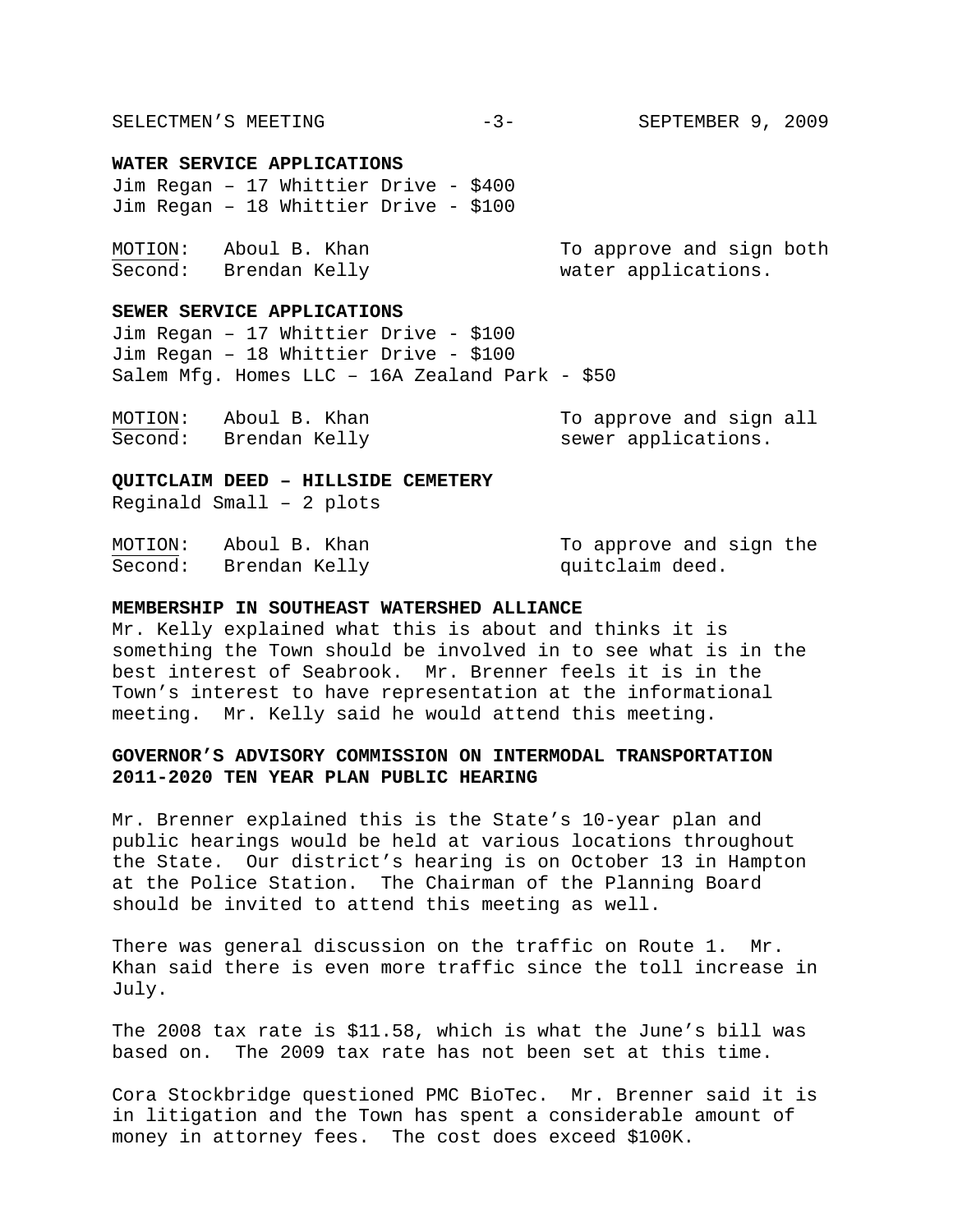**WATER SERVICE APPLICATIONS**

Jim Regan – 17 Whittier Drive - $400
Jim Regan – 18 Whittier Drive - $100

| | | |
|---|---|---|
| <u>MOTION</u>: | Aboul B. Khan | To approve and sign both water applications. |
| <u>Second</u>: | Brendan Kelly | |

**SEWER SERVICE APPLICATIONS**

Jim Regan – 17 Whittier Drive - $100
Jim Regan – 18 Whittier Drive - $100
Salem Mfg. Homes LLC – 16A Zealand Park - $50

| | | |
|---|---|---|
| <u>MOTION</u>: | Aboul B. Khan | To approve and sign all sewer applications. |
| <u>Second</u>: | Brendan Kelly | |

**QUITCLAIM DEED – HILLSIDE CEMETERY**

Reginald Small – 2 plots

| | | |
|---|---|---|
| <u>MOTION</u>: | Aboul B. Khan | To approve and sign the quitclaim deed. |
| <u>Second</u>: | Brendan Kelly | |

**MEMBERSHIP IN SOUTHEAST WATERSHED ALLIANCE**

Mr. Kelly explained what this is about and thinks it is something the Town should be involved in to see what is in the best interest of Seabrook. Mr. Brenner feels it is in the Town's interest to have representation at the informational meeting. Mr. Kelly said he would attend this meeting.

**GOVERNOR'S ADVISORY COMMISSION ON INTERMODAL TRANSPORTATION 2011-2020 TEN YEAR PLAN PUBLIC HEARING**

Mr. Brenner explained this is the State's 10-year plan and public hearings would be held at various locations throughout the State. Our district's hearing is on October 13 in Hampton at the Police Station. The Chairman of the Planning Board should be invited to attend this meeting as well.

There was general discussion on the traffic on Route 1. Mr. Khan said there is even more traffic since the toll increase in July.

The 2008 tax rate is $11.58, which is what the June's bill was based on. The 2009 tax rate has not been set at this time.

Cora Stockbridge questioned PMC BioTec. Mr. Brenner said it is in litigation and the Town has spent a considerable amount of money in attorney fees. The cost does exceed $100K.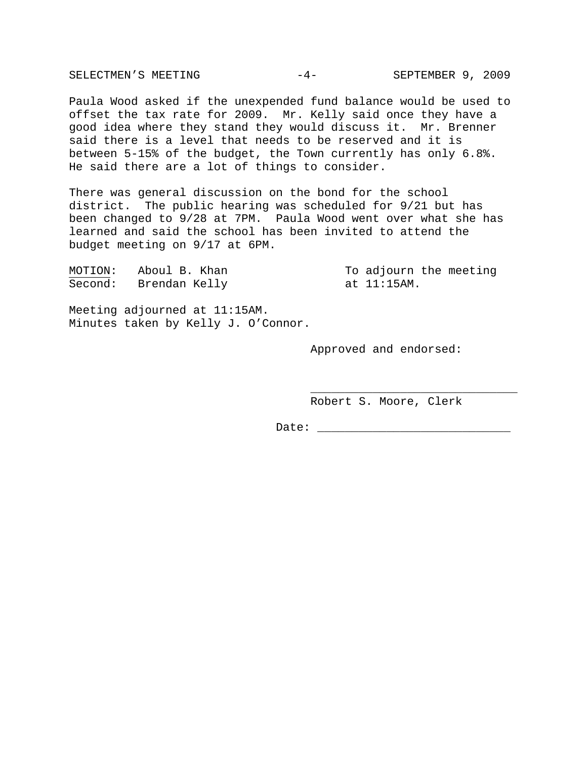Paula Wood asked if the unexpended fund balance would be used to offset the tax rate for 2009. Mr. Kelly said once they have a good idea where they stand they would discuss it. Mr. Brenner said there is a level that needs to be reserved and it is between 5-15% of the budget, the Town currently has only 6.8%. He said there are a lot of things to consider.

There was general discussion on the bond for the school district. The public hearing was scheduled for 9/21 but has been changed to 9/28 at 7PM. Paula Wood went over what she has learned and said the school has been invited to attend the budget meeting on 9/17 at 6PM.

| | | |
|---|---|---|
| <u>MOTION</u>: | Aboul B. Khan | To adjourn the meeting |
| <u>Second</u>: | Brendan Kelly | at 11:15AM. |

Meeting adjourned at 11:15AM.
Minutes taken by Kelly J. O'Connor.

Approved and endorsed:

______________________________
Robert S. Moore, Clerk

Date: ____________________________